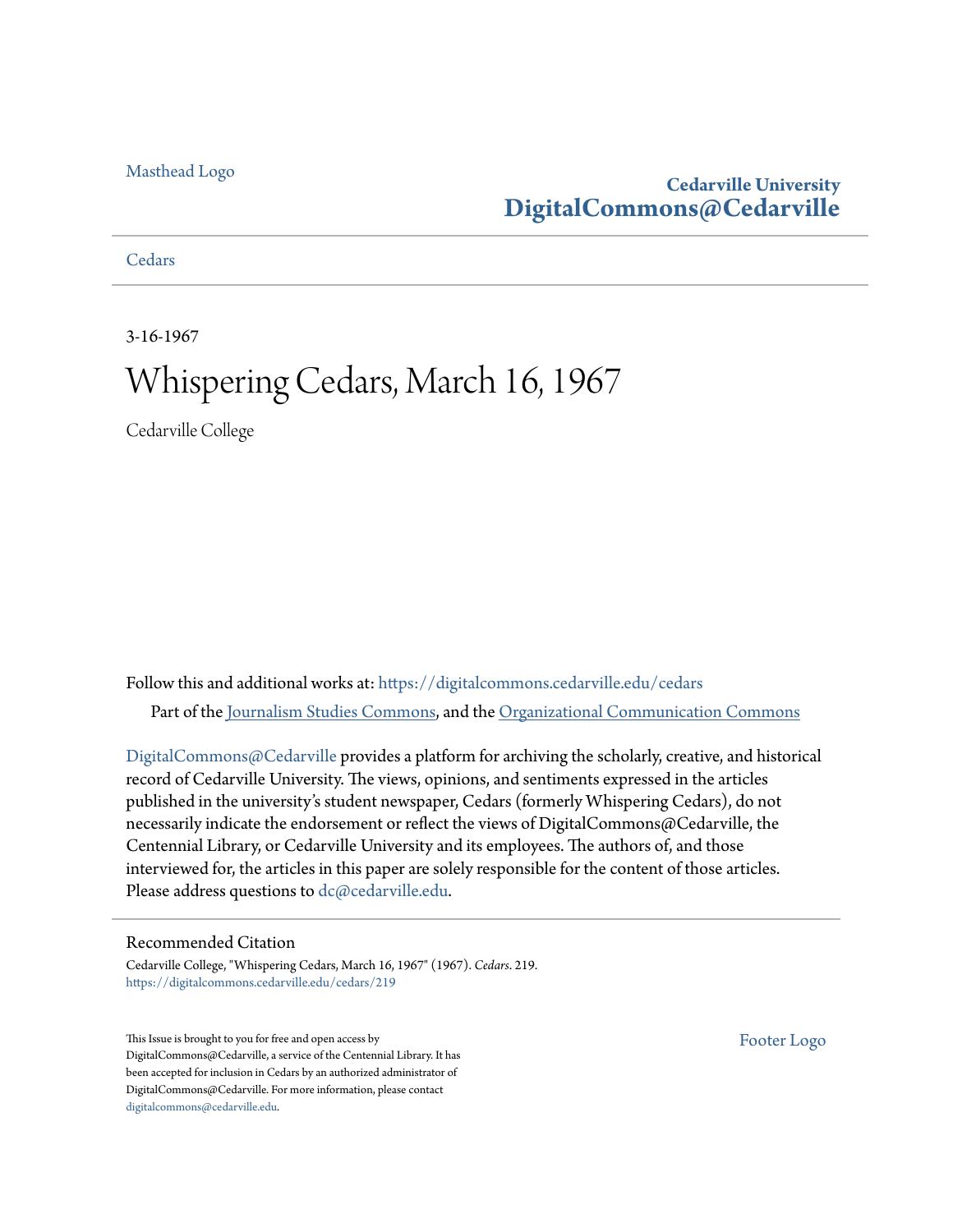Masthead Logo

**Cedarville University**
**DigitalCommons@Cedarville**

Cedars

3-16-1967

# Whispering Cedars, March 16, 1967

Cedarville College

Follow this and additional works at: https://digitalcommons.cedarville.edu/cedars

Part of the Journalism Studies Commons, and the Organizational Communication Commons

DigitalCommons@Cedarville provides a platform for archiving the scholarly, creative, and historical record of Cedarville University. The views, opinions, and sentiments expressed in the articles published in the university's student newspaper, Cedars (formerly Whispering Cedars), do not necessarily indicate the endorsement or reflect the views of DigitalCommons@Cedarville, the Centennial Library, or Cedarville University and its employees. The authors of, and those interviewed for, the articles in this paper are solely responsible for the content of those articles. Please address questions to dc@cedarville.edu.

## Recommended Citation

Cedarville College, "Whispering Cedars, March 16, 1967" (1967). *Cedars*. 219.
https://digitalcommons.cedarville.edu/cedars/219

This Issue is brought to you for free and open access by DigitalCommons@Cedarville, a service of the Centennial Library. It has been accepted for inclusion in Cedars by an authorized administrator of DigitalCommons@Cedarville. For more information, please contact digitalcommons@cedarville.edu.

Footer Logo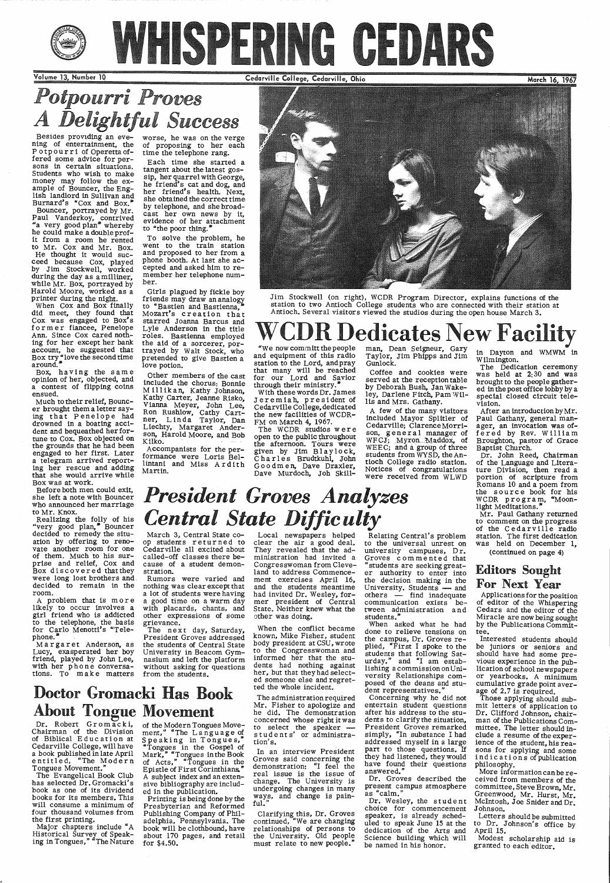# WHISPERING CEDARS

Volume 13, Number 10 — Cedarville College, Cedarville, Ohio — March 16, 1967

## *Potpourri Proves A Delightful Success*

Besides providing an evening of entertainment, the Potpourri of Operetta offered some advice for persons in certain situations. Students who wish to make money may follow the example of Bouncer, the English landlord in Sullivan and Burnard's "Cox and Box."

Bouncer, portrayed by Mr. Paul Vanderkoy, contrived "a very good plan" whereby he could make a double profit from a room he rented to Mr. Cox and Mr. Box.

He thought it would succeed because Cox, played by Jim Stockwell, worked during the day as a milliner, while Mr. Box, portrayed by Harold Moore, worked as a printer during the night.

When Cox and Box finally did meet, they found that Cox was engaged to Box's former fiancee, Penelope Ann. Since Cox cared nothing for her except her bank account, he suggested that Box try "love the second time around."

Box, having the same opinion of her, objected, and a contest of flipping coins ensued.

Much to their relief, Bouncer brought them a letter saying that Penelope had drowned in a boating accident and bequeathed her fortune to Cox. Box objected on the grounds that he had been engaged to her first. Later a telegram arrived reporting her rescue and adding that she would arrive while Box was at work.

Before both men could exit, she left a note with Bouncer who announced her marriage to Mr. Knox.

Realizing the folly of his "very good plan," Bouncer decided to remedy the situation by offering to renovate another room for one of them. Much to his surprise and relief, Cox and Box discovered that they were long lost brothers and decided to remain in the room.

A problem that is more likely to occur involves a girl friend who is addicted to the telephone, the basis for Carlo Menotti's "Telephone."

Margaret Anderson, as Lucy, exasperated her boy friend, played by John Lee, with her phone conversations. To make matters worse, he was on the verge of proposing to her each time the telephone rang.

Each time she started a tangent about the latest gossip, her quarrel with George, he friend's cat and dog, and her friend's health. Next, she obtained the correct time by telephone, and she broadcast her own news by it, evidence of her attachment to "the poor thing."

To solve the problem, he went to the train station and proposed to her from a phone booth. At last she accepted and asked him to remember her telephone number.

Girls plagued by fickle boy friends may draw an analogy to "Bastien and Bastienna," Mozart's creation that starred Joanna Barcus and Lyle Anderson in the title roles. Bastienna employed the aid of a sorcerer, portrayed by Walt Stock, who pretended to give Bastien a love potion.

Other members of the cast included the chorus: Bonnie Millikan, Kathy Johnson, Kathy Carter, Jeanne Risko, Vianna Meyer, John Lee, Ron Rushlow, Cathy Cartner, Linda Taylor, Dan Liechty, Margaret Anderson, Harold Moore, and Bob Kilko.

Accompanists for the performance were Loris Bellintani and Miss Ardith Martin.

Jim Stockwell (on right), WCDR Program Director, explains functions of the station to two Antioch College students who are connected with their station at Antioch. Several visitors viewed the studios during the open house March 3.

# WCDR Dedicates New Facility

"We now commit the people and equipment of this radio station to the Lord, and pray that many will be reached for our Lord and Savior through their ministry."

With these words Dr. James Jeremiah, president of Cedarville College, dedicated the new facilities of WCDR-FM on March 4, 1967.

The WCDR studios were open to the public throughout the afternoon. Tours were given by Jim Blaylock, Charles Brudtkuhl, John Goodmen, Dave Draxler, Dave Murdoch, Joh Skillman, Dean Seigneur, Gary Taylor, Jim Phipps and Jim Gunlock.

Coffee and cookies were served at the reception table by Deborah Bush, Jan Wakeley, Darlene Fitch, Pam Willis and Mrs. Gathany.

A few of the many visitors included Mayor Splitler of Cedarville; Clarence Morrison, general manager of WFCJ; Myron Maddox, of WEEC; and a group of three students from WYSD, the Antioch College radio station. Notices of congratulations were received from WLWD in Dayton and WMWM in Wilmington.

The Dedication ceremony was held at 2:30 and was brought to the people gathered in the post office lobby by a special closed circuit television.

After an introduction by Mr. Paul Gathany, general manager, an invocation was offered by Rev. William Broughton, pastor of Grace Baptist Church.

Dr. John Reed, Chairman of the Language and Literature Division, then read a portion of scripture from Romans 10 and a poem from the source book for his WCDR program, "Moonlight Meditations."

Mr. Paul Gathany returned to comment on the progress of the Cedarville radio station. The first dedication was held on December 1,

(continued on page 4)

## *President Groves Analyzes Central State Difficulty*

March 3, Central State coop students returned to Cedarville all excited about called-off classes there because of a student demonstration.

Rumors were varied and nothing was clear except that a lot of students were having a good time on a warm day with placards, chants, and other expressions of some grievance.

The next day, Saturday, President Groves addressed the students of Central State University in Beacom Gymnasium and left the platform without asking for questions from the students.

Local newspapers helped clear the air a good deal. They revealed that the administration had invited a Congresswoman from Cleveland to address Commencement exercises April 16, and the students meantime had invited Dr. Wesley, former president of Central State. Neither knew what the other was doing.

When the conflict became known, Mike Fisher, student body president at CSU, wrote to the Congresswoman and informed her that the students had nothing against her, but that they had selected someone else and regretted the whole incident.

The administration required Mr. Fisher to apologize and he did. The demonstration concerned whose right it was to select the speaker — students' or administration's.

In an interview President Groves said concerning the demonstration: "I feel the real issue is the issue of change. The University is undergoing changes in many ways, and change is painful."

Clarifying this, Dr. Groves continued, "We are changing relationships of persons to the University. Old people must relate to new people."

Relating Central's problem to the universal unrest on university campuses, Dr. Groves commented that "students are seeking greater authority to enter into the decision making in the University. Students — and others — find inadequate communication exists between administration and students."

When asked what he had done to relieve tensions on the campus, Dr. Groves replied, "First I spoke to the students that following Saturday." and "I am establishing a commission on University Relationships composed of the deans and student representatives."

Concerning why he did not entertain student questions after his address to the students to clarify the situation, President Groves remarked simply, "In substance I had addressed myself in a large part to those questions. If they had listened, they would have found their questions answered."

Dr. Groves described the present campus atmosphere as "calm."

Dr. Wesley, the student choice for commencement speaker, is already scheduled to speak June 15 at the dedication of the Arts and Science building which will be named in his honor.

## Editors Sought For Next Year

Applications for the position of editor of the Whispering Cedars and the editor of the Miracle are now being sought by the Publications Committee.

Interested students should be juniors or seniors and should have had some previous experience in the publication of school newspapers or yearbooks. A minimum cumulative grade point average of 2.7 is required.

Those applying should submit letters of application to Dr. Clifford Johnson, chairman of the Publications Committee. The letter should include a resume of the experience of the student, his reasons for applying and some indications of publication philosophy.

More information can be received from members of the committee, Steve Brown, Mr. Greenwood, Mr. Hurst, Mr. McIntosh, Joe Snider and Dr. Johnson.

Letters should be submitted to Dr. Johnson's office by April 15.

Modest scholarship aid is granted to each editor.

## Doctor Gromacki Has Book About Tongue Movement

Dr. Robert Gromacki, Chairman of the Division of Biblical Education at Cedarville College, will have a book published in late April entitled, "The Modern Tongues Movement."

The Evangelical Book Club has selected Dr. Gromacki's book as one of its dividend books for its members. This will consume a minimum of four thousand volumes from the first printing.

Major chapters include "A Historical Survey of Speaking in Tongues," "The Nature of the Modern Tongues Movement," "The Language of Speaking in Tongues," "Tongues in the Gospel of Mark," "Tongues in the Book of Acts," "Tongues in the Epistle of First Corinthians." A subject index and an extensive bibliography are included in the publication.

Printing is being done by the Presbyterian and Reformed Publishing Company of Philadelphia, Pennsylvania. The book will be clothbound, have about 170 pages, and retail for $4.50.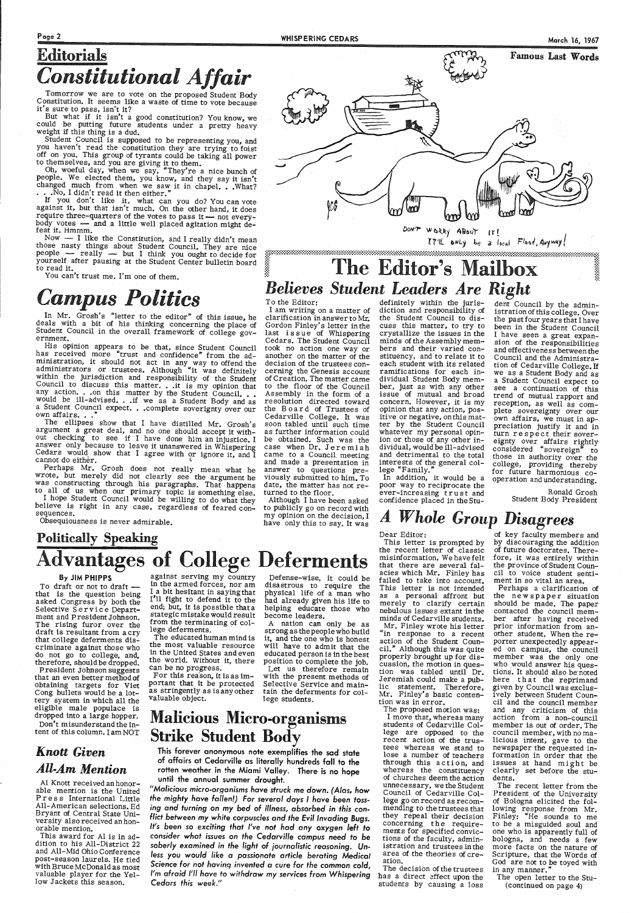# Editorials

# *Constitutional Affair*

Tomorrow we are to vote on the proposed Student Body Constitution. It seems like a waste of time to vote because it's sure to pass, isn't it?

But what if it isn't a good constitution? You know, we could be putting future students under a pretty heavy weight if this thing is a dud.

Student Council is supposed to be representing you, and you haven't read the constitution they are trying to foist off on you. This group of tyrants could be taking all power to themselves, and you are giving it to them.

Oh, woeful day, when we say, "They're a nice bunch of people. We elected them, you know, and they say it isn't changed much from when we saw it in chapel. . .What? . . .No, I didn't read it then either."

If you don't like it, what can you do? You can vote against it, but that isn't much. On the other hand, it does require three-quarters of the votes to pass it — not everybody votes — and a little well placed agitation might defeat it. Hmmm.

Now — I like the Constitution, and I really didn't mean those nasty things about Student Council. They are nice people — really — but I think you ought to decide for yourself after pausing at the Student Center bulletin board to read it.

You can't trust me. I'm one of them.

# *Campus Politics*

In Mr. Grosh's "letter to the editor" of this issue, he deals with a bit of his thinking concerning the place of Student Council in the overall framework of college government.

His opinion appears to be that, since Student Council has received more "trust and confidence" from the administration, it should not act in any way to offend the administrators or trustees. Although "it was definitely within the jurisdiction and responsibility of the Student Council to discuss this matter. . .it is my opinion that any action. . .on this matter by the Student Council. . . would be ill-advised. . .if we as a Student Body and as a Student Council expect. . .complete soverignty over our own affairs. . ."

The ellipses show that I have distilled Mr. Grosh's argument a great deal, and no one should accept it without checking to see if I have done him an injustice. I answer only because to leave it unanswered in Whispering Cedars would show that I agree with or ignore it, and I cannot do either.

Perhaps Mr. Grosh does not really mean what he wrote, but merely did not clearly see the argument he was constructing through his paragraphs. That happens to all of us when our primary topic is something else.

I hope Student Council would be willing to do what they believe is right in any case, regardless of feared consequences.

Obsequiousness is never admirable.

## Famous Last Words

DON'T WORRY ABOUT IT!
IT'LL ONLY be a local Flood, Anyway!

# The Editor's Mailbox

## *Believes Student Leaders Are Right*

To the Editor:

I am writing on a matter of clarification in answer to Mr. Gordon Finley's letter in the last issue of Whispering Cedars. The Student Council took no action one way or another on the matter of the decision of the trustees concerning the Genesis account of Creation. The matter came to the floor of the Council Assembly in the form of a resolution directed toward the Board of Trustees of Cedarville College. It was soon tabled until such time as further information could be obtained. Such was the case when Dr. Jeremiah came to a Council meeting and made a presentation in answer to questions previously submitted to him. To date, the matter has not returned to the floor.

Although I have been asked to publicly go on record with my opinion on the decision, I have only this to say. It was definitely within the jurisdiction and responsibility of the Student Council to discuss this matter, to try to crystallize the issues in the minds of the Assembly members and their varied constituency, and to relate it to each student with its related ramifications for each individual Student Body member, just as with any other issue of mutual and broad concern. However, it is my opinion that any action, positive or negative, on this matter by the Student Council whatever my personal opinion or those of any other individual, would be ill-advised and detrimental to the total interests of the general college "Family."

In addition, it would be a poor way to reciprocate the ever-increasing trust and confidence placed in the Student Council by the administration of this college. Over the past four years that I have been in the Student Council I have seen a great expansion of the responsibilities and effectiveness between the Council and the Administration of Cedarville College. If we as a Student Body and as a Student Council expect to see a continuation of this trend of mutual rapport and reception, as well as complete sovereignty over our own affairs, we must in appreciation justify it and in turn respect their sovereignty over affairs rightly considered "sovereign" to those in authority over the college, providing thereby for future harmonious cooperation and understanding.

Ronald Grosh
Student Body President

## *A Whole Group Disagrees*

Dear Editor:

This letter is prompted by the recent letter of classic misinformation. We have felt that there are several fallacies which Mr. Finley has failed to take into account. This letter is not intended as a personal affront but merely to clarify certain nebulous issues extant in the minds of Cedarville students.

Mr. Finley wrote his letter "in response to a recent action of the Student Council." Although this was quite properly brought up for discussion, the motion in question was tabled until Dr. Jeremiah could make a public statement. Therefore, Mr. Finley's basic contention was in error.

The proposed motion was:

I move that, whereas many students of Cedarville College are opposed to the recent action of the trustees whereas we stand to lose a number of teachers through this action, and whereas the constituency of churches deem the action unnecessary, we the Student Council of Cedarville College go on record as recommending to the trustees that they repeal their decision concerning the requirements for specified convictions of the faculty, administration and trustees in the area of the theories of creation.

The decision of the trustees has a direct effect upon the students by causing a loss of key faculty members and by discouraging the addition of future doctorates. Therefore, it was entirely within the province of Student Council to voice student sentiment in so vital an area.

Perhaps a clarification of the newspaper situation should be made. The paper contacted the council member after having received prior information from another student. When the reporter unexpectedly appeared on campus, the council member was the only one who would answer his questions. It should also be noted here that the reprimand given by Council was exclusively between Student Council and the council member and any criticism of this action from a non-council member is out of order. The council member, with no malicious intent, gave to the newspaper the requested information in order that the issues at hand might be clearly set before the students.

The recent letter from the President of the University of Bologna elicited the following response from Mr. Finley: "He sounds to me to be a misguided soul and one who is apparently full of bologna, and needs a few more facts on the nature of Scripture, that the Words of God are not to be toyed with in any manner."

The open letter to the Stu-
(continued on page 4)

## Politically Speaking

# Advantages of College Deferments

**By JIM PHIPPS**

To draft or not to draft — that is the question being asked Congress by both the Selective Service Department and President Johnson. The rising furor over the draft is resultant from a cry that college deferments discriminate against those who do not go to college, and, therefore, should be dropped. President Johnson suggests that an even better method of obtaining targets for Viet Cong bullets would be a lottery system in which all the eligible male populace is dropped into a large hopper.

Don't misunderstand the intent of this column. I am NOT against serving my country in the armed forces, nor am I a bit hesitant in saying that I'll fight to defend it to the end; but, it is possible that a stategic mistake would result from the terminating of college deferments.

The educated human mind is the most valuable resource in the United States and even the world. Without it, there can be no progress.

For this reason, it is as important that it be protected as stringently as is any other valuable object.

Defense-wise, it could be disastrous to require the physical life of a man who had already given his life to helping educate those who become leaders.

A nation can only be as strong as the people who build it, and the one who is honest will have to admit that the educated person is in the best position to complete the job.

Let us therefore remain with the present methods of Selective Service and maintain the deferments for college students.

## *Knott Given All-Am Mention*

Al Knott received an honorable mention is the United Press International Little All-American selections. Ed Bryant of Central State University also received an honorable mention.

This award for Al is in addition to his All-District 22 and All-Mid Ohio Conference post-season laurels. He tied with Bruce McDonald as most valuable player for the Yellow Jackets this season.

# Malicious Micro-organisms Strike Student Body

**This forever anonymous note exemplifies the sad state of affairs at Cedarville as literally hundreds fall to the rotten weather in the Miami Valley. There is no hope until the annual summer drought.**

*"Malicious micro-organisms have struck me down. (Alas, how the mighty have fallen!) For several days I have been tossing and turning on my bed of illness, absorbed in this conflict between my white corpuscles and the Evil Invading Bugs. It's been so exciting that I've not had any oxygen left to consider what issues on the Cedarville campus need to be soberly examined in the light of journalistic reasoning. Unless you would like a passionate article berating Medical Science for not having invented a cure for the common cold, I'm afraid I'll have to withdraw my services from Whispering Cedars this week."*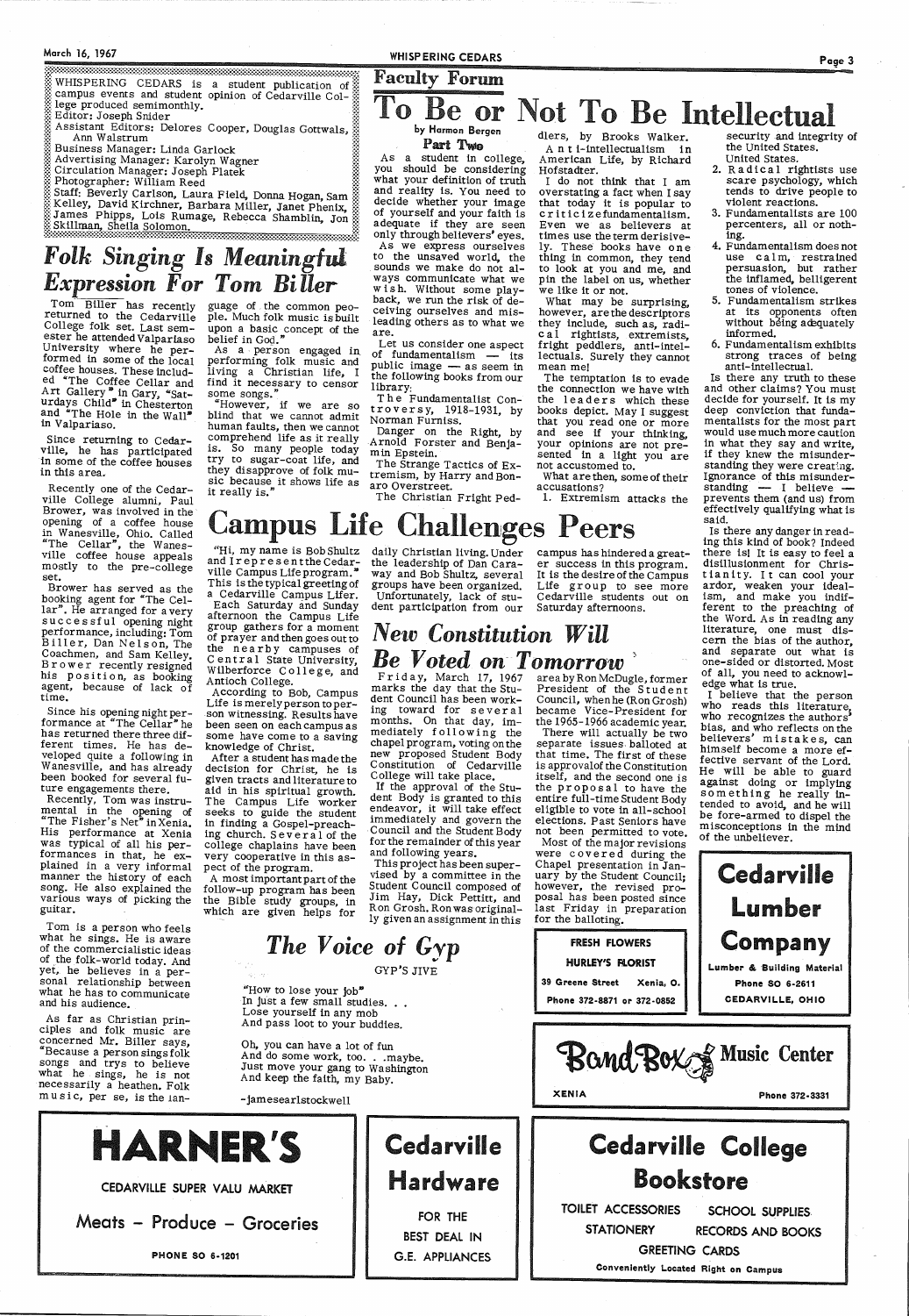WHISPERING CEDARS is a student publication of campus events and student opinion of Cedarville College produced semimonthly.
Editor: Joseph Snider
Assistant Editors: Delores Cooper, Douglas Gottwals, Ann Walstrum
Business Manager: Linda Garlock
Advertising Manager: Karolyn Wagner
Circulation Manager: Joseph Platek
Photographer: William Reed
Staff: Beverly Carlson, Laura Field, Donna Hogan, Sam Kelley, David Kirchner, Barbara Miller, Janet Phenix, James Phipps, Lois Rumage, Rebecca Shamblin, Jon Skillman, Sheila Solomon.

# *Folk Singing Is Meaningful Expression For Tom Biller*

Tom Biller has recently returned to the Cedarville College folk set. Last semester he attended Valparaiso University where he performed in some of the local coffee houses. These included "The Coffee Cellar and Art Gallery" in Gary, "Saturdays Child" in Chesterton and "The Hole in the Wall" in Valparaiso.

Since returning to Cedarville, he has participated in some of the coffee houses in this area.

Recently one of the Cedarville College alumni, Paul Brower, was involved in the opening of a coffee house in Wanesville, Ohio. Called "The Cellar", the Wanesville coffee house appeals mostly to the pre-college set.

Brower has served as the booking agent for "The Cellar". He arranged for a very successful opening night performance, including: Tom Biller, Dan Nelson, The Coachmen, and Sam Kelley. Brower recently resigned his position, as booking agent, because of lack of time.

Since his opening night performance at "The Cellar" he has returned there three different times. He has developed quite a following in Wanesville, and has already been booked for several future engagements there.

Recently, Tom was instrumental in the opening of "The Fisher's Net" in Xenia. His performance at Xenia was typical of all his performances in that, he explained in a very informal manner the history of each song. He also explained the various ways of picking the guitar.

Tom is a person who feels what he sings. He is aware of the commercialistic ideas of the folk-world today. And yet, he believes in a personal relationship between what he has to communicate and his audience.

As far as Christian principles and folk music are concerned Mr. Biller says, "Because a person sings folk songs and trys to believe what he sings, he is not necessarily a heathen. Folk music, per se, is the language of the common people. Much folk music is built upon a basic concept of the belief in God."

As a person engaged in performing folk music and living a Christian life, I find it necessary to censor some songs."

"However, if we are so blind that we cannot admit human faults, then we cannot comprehend life as it really is. So many people today try to sugar-coat life, and they disapprove of folk music because it shows life as it really is."

## Faculty Forum

# To Be or Not To Be Intellectual

**by Harmon Bergen**

**Part Two**

As a student in college, you should be considering what your definition of truth and reality is. You need to decide whether your image of yourself and your faith is adequate if they are seen only through believers' eyes.

As we express ourselves to the unsaved world, the sounds we make do not always communicate what we wish. Without some playback, we run the risk of deceiving ourselves and misleading others as to what we are.

Let us consider one aspect of fundamentalism — its public image — as seem in the following books from our library:

The Fundamentalist Controversy, 1918-1931, by Norman Furniss.

Danger on the Right, by Arnold Forster and Benjamin Epstein.

The Strange Tactics of Extremism, by Harry and Bonaro Overstreet.

The Christian Fright Peddlers, by Brooks Walker.

Anti-intellectualism in American Life, by Richard Hofstadter.

I do not think that I am overstating a fact when I say that today it is popular to criticize fundamentalism. Even we as believers at times use the term derisively. These books have one thing in common, they tend to look at you and me, and pin the label on us, whether we like it or not.

What may be surprising, however, are the descriptors they include, such as, radical rightists, extremists, fright peddlers, anti-intellectuals. Surely they cannot mean me!

The temptation is to evade the connection we have with the leaders which these books depict. May I suggest that you read one or more and see if your thinking, your opinions are not presented in a light you are not accustomed to.

What are then, some of their accusations?

1. Extremism attacks the security and integrity of the United States.
2. Radical rightists use scare psychology, which tends to drive people to violent reactions.
3. Fundamentalists are 100 percenters, all or nothing.
4. Fundamentalism does not use calm, restrained persuasion, but rather the inflamed, belligerent tones of violence.
5. Fundamentalism strikes at its opponents often without being adequately informed.
6. Fundamentalism exhibits strong traces of being anti-intellectual.

Is there any truth to these and other claims? You must decide for yourself. It is my deep conviction that fundamentalists for the most part would use much more caution in what they say and write, if they knew the misunderstanding they were creating. Ignorance of this misunderstanding — I believe — prevents them (and us) from effectively qualifying what is said.

Is there any danger in reading this kind of book? Indeed there is! It is easy to feel a disillusionment for Christianity. It can cool your ardor, weaken your idealism, and make you indifferent to the preaching of the Word. As in reading any literature, one must discern the bias of the author, and separate out what is one-sided or distorted. Most of all, you need to acknowledge what is true.

I believe that the person who reads this literature, who recognizes the authors' bias, and who reflects on the believers' mistakes, can himself become a more effective servant of the Lord. He will be able to guard against doing or implying something he really intended to avoid, and he will be fore-armed to dispel the misconceptions in the mind of the unbeliever.

# Campus Life Challenges Peers

"Hi, my name is Bob Shultz and I represent the Cedarville Campus Life program." This is the typical greeting of a Cedarville Campus Lifer.

Each Saturday and Sunday afternoon the Campus Life group gathers for a moment of prayer and then goes out to the nearby campuses of Central State University, Wilberforce College, and Antioch College.

According to Bob, Campus Life is merely person to person witnessing. Results have been seen on each campus as some have come to a saving knowledge of Christ.

After a student has made the decision for Christ, he is given tracts and literature to aid in his spiritual growth. The Campus Life worker seeks to guide the student in finding a Gospel-preaching church. Several of the college chaplains have been very cooperative in this aspect of the program.

A most important part of the follow-up program has been the Bible study groups, in which are given helps for daily Christian living. Under the leadership of Dan Caraway and Bob Shultz, several groups have been organized.

Unfortunately, lack of student participation from our campus has hindered a greater success in this program. It is the desire of the Campus Life group to see more Cedarville students out on Saturday afternoons.

# *New Constitution Will Be Voted on Tomorrow*

Friday, March 17, 1967 marks the day that the Student Council has been working toward for several months. On that day, immediately following the chapel program, voting on the new proposed Student Body Constitution of Cedarville College will take place.

If the approval of the Student Body is granted to this endeavor, it will take effect immediately and govern the Council and the Student Body for the remainder of this year and following years.

This project has been supervised by a committee in the Student Council composed of Jim Hay, Dick Pettitt, and Ron Grosh. Ron was originally given an assignment in this area by Ron McDugle, former President of the Student Council, when he (Ron Grosh) became Vice-President for the 1965-1966 academic year.

There will actually be two separate issues balloted at that time. The first of these is approval of the Constitution itself, and the second one is the proposal to have the entire full-time Student Body eligible to vote in all-school elections. Past Seniors have not been permitted to vote.

Most of the major revisions were covered during the Chapel presentation in January by the Student Council; however, the revised proposal has been posted since last Friday in preparation for the balloting.

# *The Voice of Gyp*

GYP'S JIVE

"How to lose your job"
In just a few small studies. . .
Lose yourself in any mob
And pass loot to your buddies.

Oh, you can have a lot of fun
And do some work, too. . .maybe.
Just move your gang to Washington
And keep the faith, my Baby.

-jamesearlstockwell

**FRESH FLOWERS**
**HURLEY'S FLORIST**
39 Greene Street Xenia, O.
Phone 372-8871 or 372-0852

**Cedarville Lumber Company**
Lumber & Building Material
Phone SO 6-2611
CEDARVILLE, OHIO

**Band Box Music Center**
XENIA Phone 372-3331

**HARNER'S**
CEDARVILLE SUPER VALU MARKET
Meats – Produce – Groceries
PHONE SO 6-1201

**Cedarville Hardware**
FOR THE BEST DEAL IN G.E. APPLIANCES

**Cedarville College Bookstore**
TOILET ACCESSORIES SCHOOL SUPPLIES
STATIONERY RECORDS AND BOOKS
GREETING CARDS
Conveniently Located Right on Campus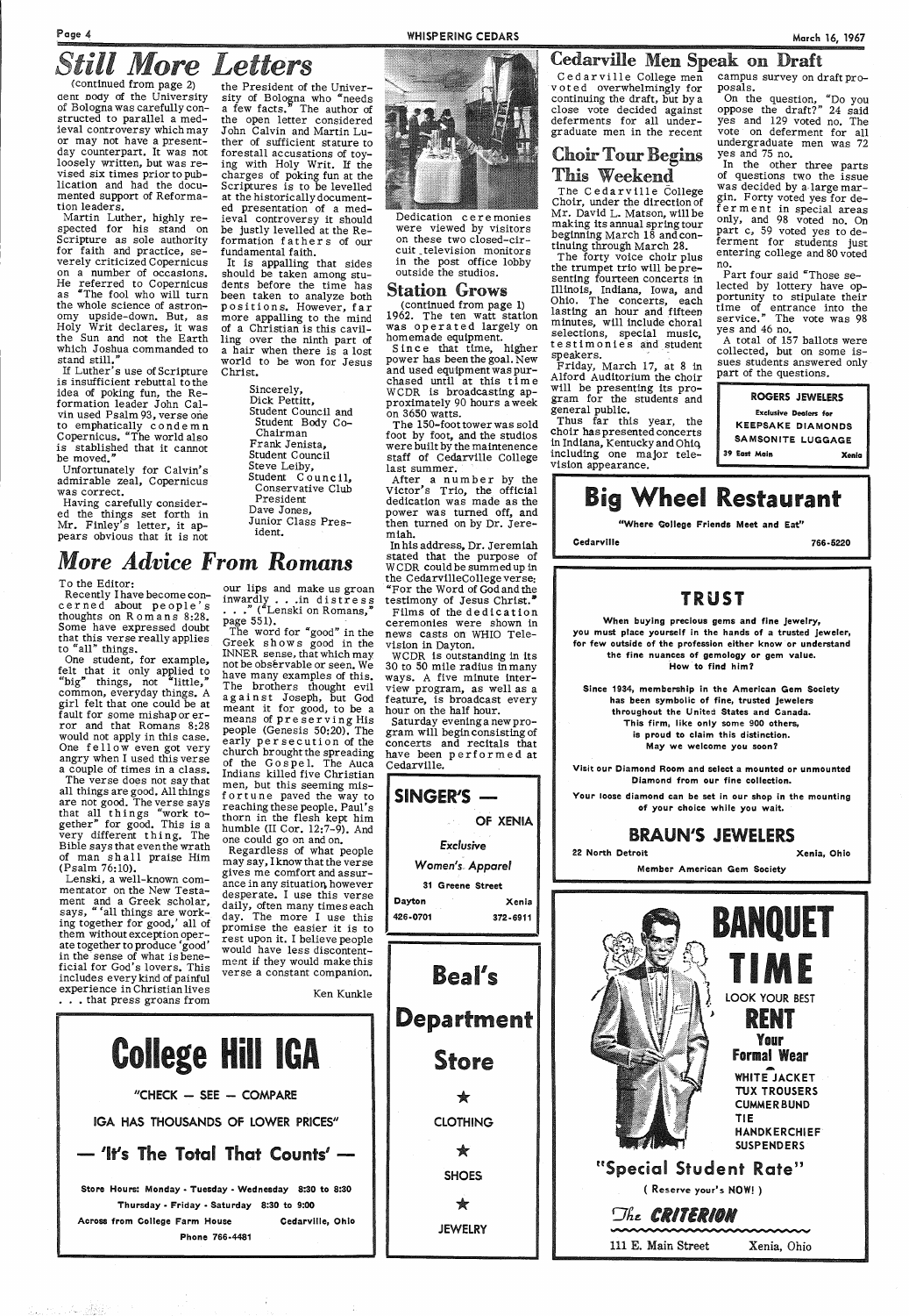# Still More Letters

(continued from page 2)

dent body of the University of Bologna was carefully constructed to parallel a medieval controversy which may or may not have a present-day counterpart. It was not loosely written, but was revised six times prior to publication and had the documented support of Reformation leaders.

Martin Luther, highly respected for his stand on Scripture as sole authority for faith and practice, severely criticized Copernicus on a number of occasions. He referred to Copernicus as "The fool who will turn the whole science of astronomy upside-down. But, as Holy Writ declares, it was the Sun and not the Earth which Joshua commanded to stand still."

If Luther's use of Scripture is insufficient rebuttal to the idea of poking fun, the Reformation leader John Calvin used Psalm 93, verse one to emphatically condemn Copernicus. "The world also is stablished that it cannot be moved."

Unfortunately for Calvin's admirable zeal, Copernicus was correct.

Having carefully considered the things set forth in Mr. Finley's letter, it appears obvious that it is not the President of the University of Bologna who "needs a few facts." The author of the open letter considered John Calvin and Martin Luther of sufficient stature to forestall accusations of toying with Holy Writ. If the charges of poking fun at the Scriptures is to be levelled at the historically documented presentation of a medieval controversy it should be justly levelled at the Reformation fathers of our fundamental faith.

It is appalling that sides should be taken among students before the time has been taken to analyze both positions. However, far more appalling to the mind of a Christian is this cavilling over the ninth part of a hair when there is a lost world to be won for Jesus Christ.

Sincerely,
Dick Pettit,
Student Council and Student Body Co-Chairman
Frank Jenista,
Student Council
Steve Leiby,
Student Council,
Conservative Club President
Dave Jones,
Junior Class President.

# More Advice From Romans

To the Editor:

Recently I have become concerned about people's thoughts on Romans 8:28. Some have expressed doubt that this verse really applies to "all" things.

One student, for example, felt that it only applied to "big" things, not "little," common, everyday things. A girl felt that one could be at fault for some mishap or error and that Romans 8:28 would not apply in this case. One fellow even got very angry when I used this verse a couple of times in a class.

The verse does not say that all things are good. All things are not good. The verse says that all things "work together" for good. This is a very different thing. The Bible says that even the wrath of man shall praise Him (Psalm 76:10).

Lenski, a well-known commentator on the New Testament and a Greek scholar, says, "'all things are working together for good,' all of them without exception operate together to produce 'good' in the sense of what is beneficial for God's lovers. This includes every kind of painful experience in Christian lives . . . that press groans from our lips and make us groan inwardly . . .in distress . . ." ("Lenski on Romans," page 551).

The word for "good" in the Greek shows good in the INNER sense, that which may not be observable or seen. We have many examples of this. The brothers thought evil against Joseph, but God meant it for good, to be a means of preserving His people (Genesis 50:20). The early persecution of the church brought the spreading of the Gospel. The Auca Indians killed five Christian men, but this seeming misfortune paved the way to reaching these people. Paul's thorn in the flesh kept him humble (II Cor. 12:7-9). And one could go on and on.

Regardless of what people may say, I know that the verse gives me comfort and assurance in any situation, however desperate. I use this verse daily, often many times each day. The more I use this promise the easier it is to rest upon it. I believe people would have less discontentment if they would make this verse a constant companion.

Ken Kunkle

Dedication ceremonies were viewed by visitors on these two closed-circuit television monitors in the post office lobby outside the studios.

## Station Grows

(continued from page 1)

1962. The ten watt station was operated largely on homemade equipment.

Since that time, higher power has been the goal. New and used equipment was purchased until at this time WCDR is broadcasting approximately 90 hours a week on 3650 watts.

The 150-foot tower was sold foot by foot, and the studios were built by the maintenence staff of Cedarville College last summer.

After a number by the Victor's Trio, the official dedication was made as the power was turned off, and then turned on by Dr. Jeremiah.

In his address, Dr. Jeremiah stated that the purpose of WCDR could be summed up in the Cedarville College verse: "For the Word of God and the testimony of Jesus Christ."

Films of the dedication ceremonies were shown in news casts on WHIO Television in Dayton.

WCDR is outstanding in its 30 to 50 mile radius in many ways. A five minute interview program, as well as a feature, is broadcast every hour on the half hour.

Saturday evening a new program will begin consisting of concerts and recitals that have been performed at Cedarville.

## Cedarville Men Speak on Draft

Cedarville College men voted overwhelmingly for continuing the draft, but by a close vote decided against deferments for all undergraduate men in the recent campus survey on draft proposals.

On the question, "Do you oppose the draft?" 24 said yes and 129 voted no. The vote on deferment for all undergraduate men was 72 yes and 75 no.

In the other three parts of questions two the issue was decided by a large margin. Forty voted yes for deferment in special areas only, and 98 voted no. On part c, 59 voted yes to deferment for students just entering college and 80 voted no.

Part four said "Those selected by lottery have opportunity to stipulate their time of entrance into the service." The vote was 98 yes and 46 no.

A total of 157 ballots were collected, but on some issues students answered only part of the questions.

## Choir Tour Begins This Weekend

The Cedarville College Choir, under the direction of Mr. David L. Matson, will be making its annual spring tour beginning March 18 and continuing through March 28.

The forty voice choir plus the trumpet trio will be presenting fourteen concerts in Illinois, Indiana, Iowa, and Ohio. The concerts, each lasting an hour and fifteen minutes, will include choral selections, special music, testimonies and student speakers.

Friday, March 17, at 8 in Alford Auditorium the choir will be presenting its program for the students and general public.

Thus far this year, the choir has presented concerts in Indiana, Kentucky and Ohio, including one major television appearance.

ROGERS JEWELERS
Exclusive Dealers for
KEEPSAKE DIAMONDS
SAMSONITE LUGGAGE
39 East Main Xenia

**Big Wheel Restaurant**
"Where College Friends Meet and Eat"
Cedarville 766-5220

**TRUST**

When buying precious gems and fine jewelry, you must place yourself in the hands of a trusted jeweler, for few outside of the profession either know or understand the fine nuances of gemology or gem value. How to find him?

Since 1934, membership in the American Gem Society has been symbolic of fine, trusted jewelers throughout the United States and Canada. This firm, like only some 900 others, is proud to claim this distinction. May we welcome you soon?

Visit our Diamond Room and select a mounted or unmounted Diamond from our fine collection.

Your loose diamond can be set in our shop in the mounting of your choice while you wait.

**BRAUN'S JEWELERS**
22 North Detroit Xenia, Ohio
Member American Gem Society

**SINGER'S — OF XENIA**
*Exclusive Women's Apparel*
31 Greene Street
Dayton 426-0701 Xenia 372-6911

**Beal's Department Store**
★ CLOTHING ★ SHOES ★ JEWELRY

**BANQUET TIME**
LOOK YOUR BEST
**RENT Your Formal Wear**
WHITE JACKET
TUX TROUSERS
CUMMERBUND
TIE
HANDKERCHIEF
SUSPENDERS
"Special Student Rate"
( Reserve your's NOW! )
*The CRITERION*
111 E. Main Street Xenia, Ohio

**College Hill IGA**
"CHECK — SEE — COMPARE
IGA HAS THOUSANDS OF LOWER PRICES"
— 'It's The Total That Counts' —
Store Hours: Monday - Tuesday - Wednesday 8:30 to 8:30
Thursday - Friday - Saturday 8:30 to 9:00
Across from College Farm House Cedarville, Ohio
Phone 766-4481